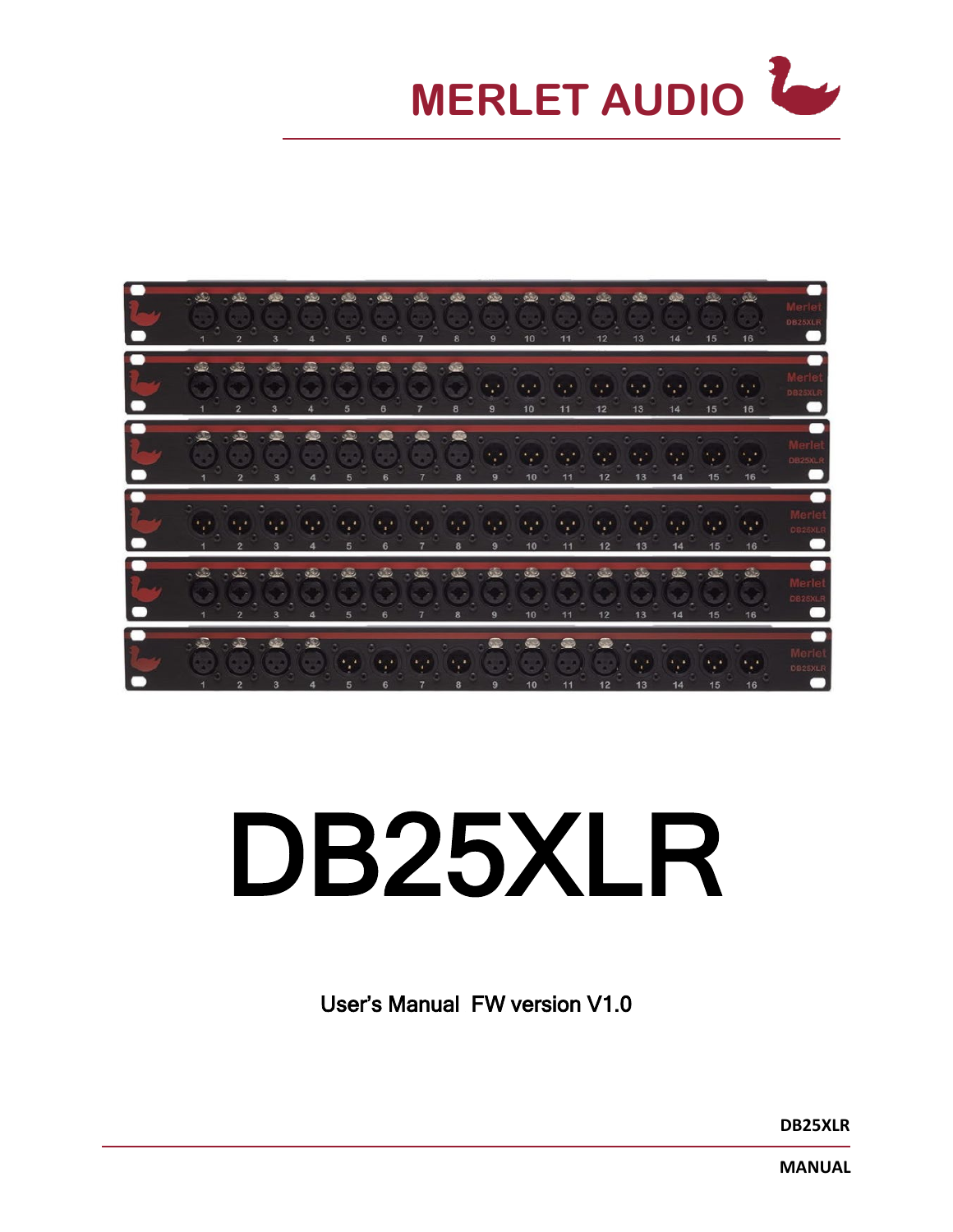MERLET AUDIO

# DB25XLR

User's Manual FW version V1.0

DB25XLR

MANUAL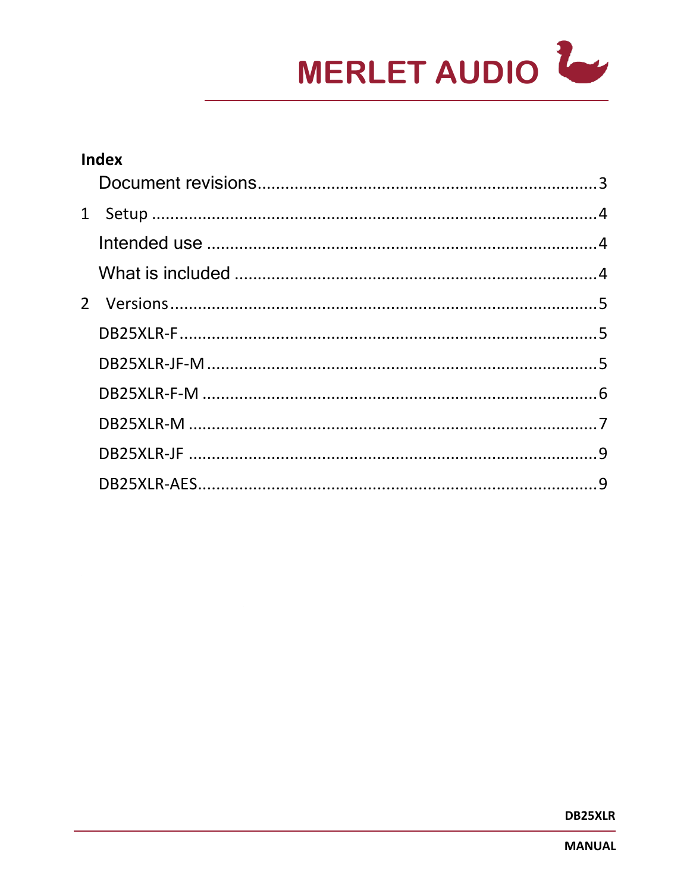## Index

Document revisions........................................................................3

1 Setup ...................................................................................4

Intended use .......................................................................4

What is included ...................................................................4

2 Versions.................................................................................5

DB25XLR-F.............................................................................5

DB25XLR-JF-M.......................................................................5

DB25XLR-F-M ........................................................................6

DB25XLR-M ..........................................................................7

DB25XLR-JF ..........................................................................9

DB25XLR-AES.........................................................................9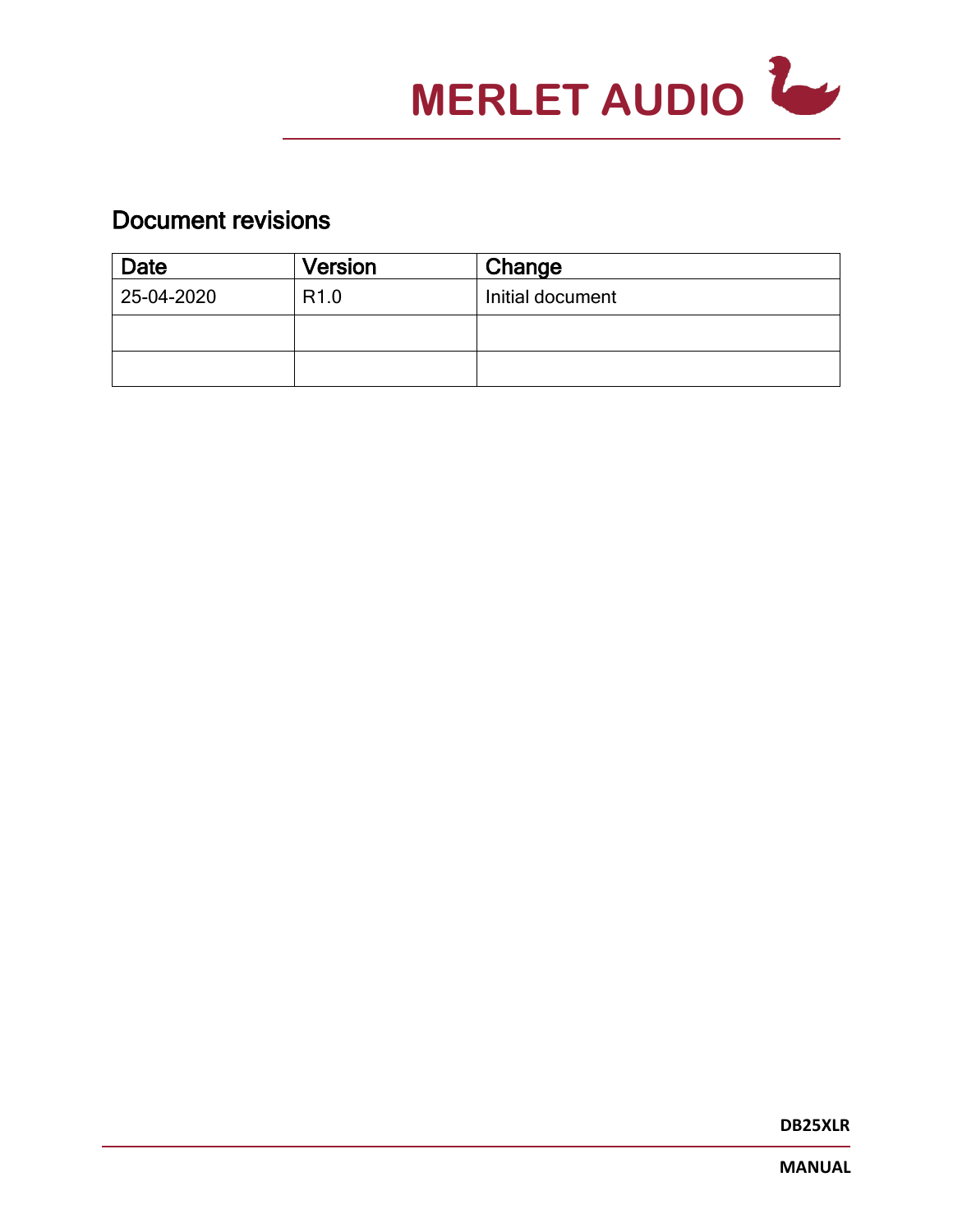## Document revisions

| Date | Version | Change |
| --- | --- | --- |
| 25-04-2020 | R1.0 | Initial document |
| | | |
| | | |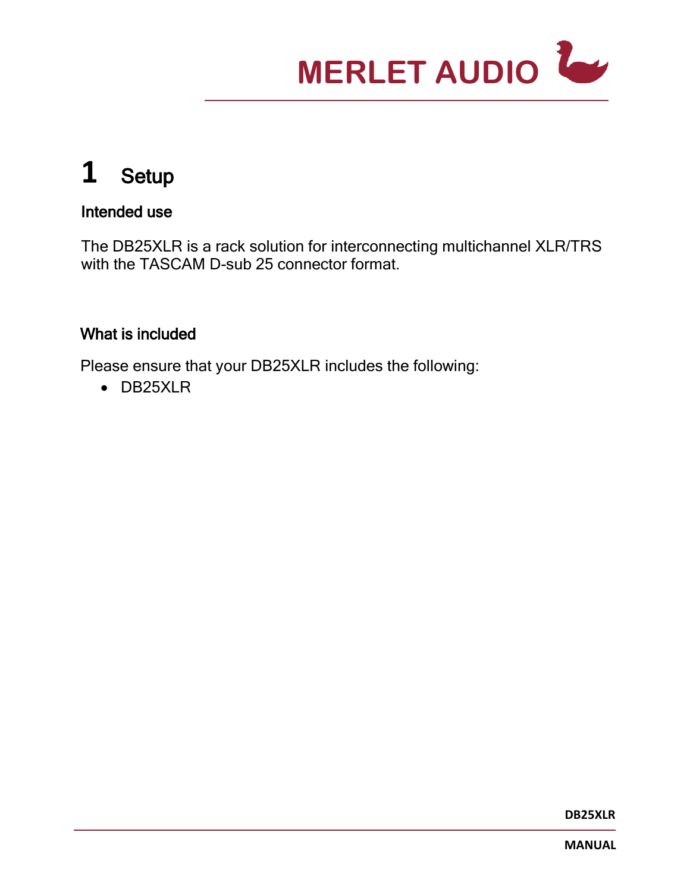# 1 Setup

## Intended use

The DB25XLR is a rack solution for interconnecting multichannel XLR/TRS with the TASCAM D-sub 25 connector format.

## What is included

Please ensure that your DB25XLR includes the following:

- DB25XLR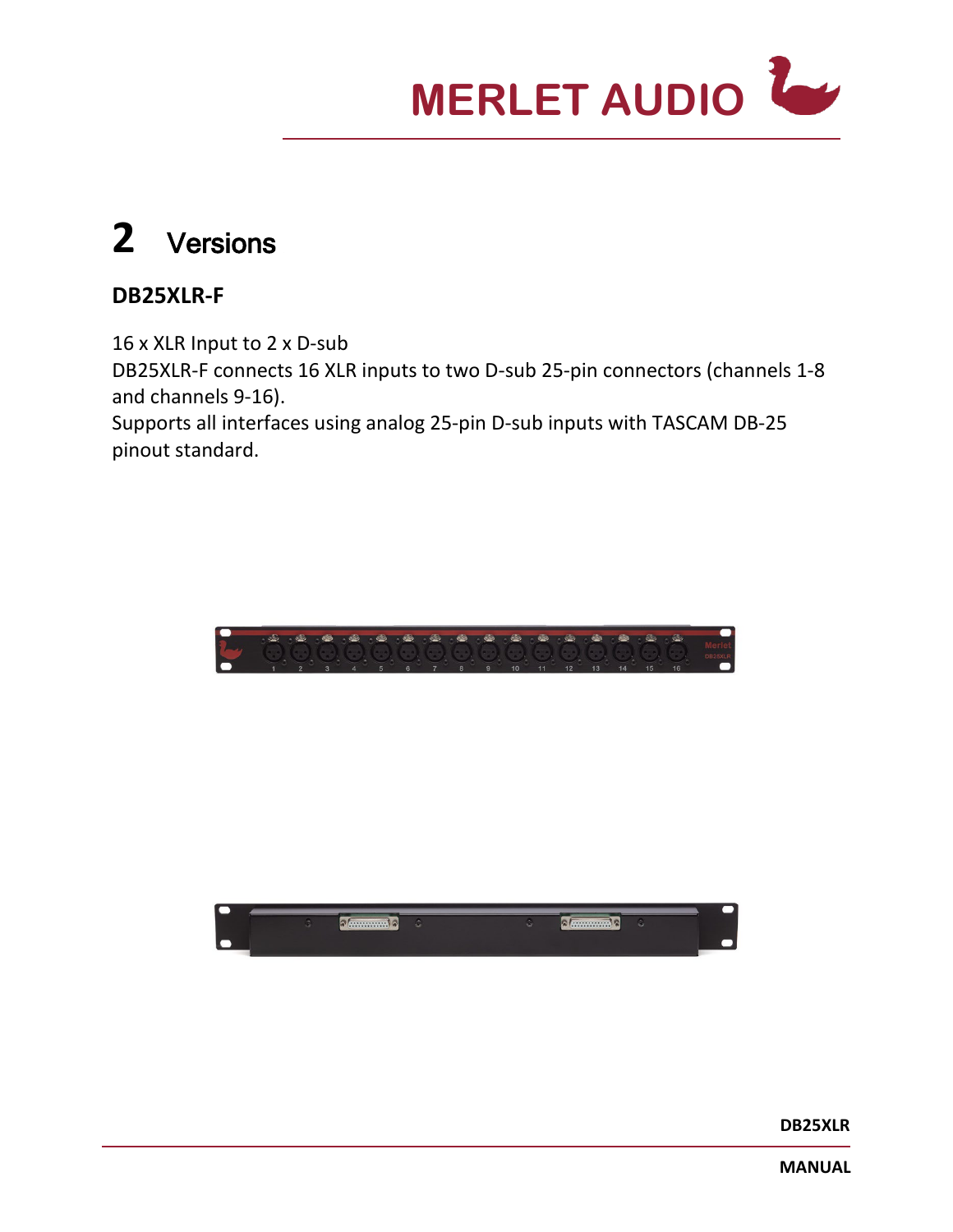# 2 Versions

### DB25XLR-F

16 x XLR Input to 2 x D-sub
DB25XLR-F connects 16 XLR inputs to two D-sub 25-pin connectors (channels 1-8 and channels 9-16).
Supports all interfaces using analog 25-pin D-sub inputs with TASCAM DB-25 pinout standard.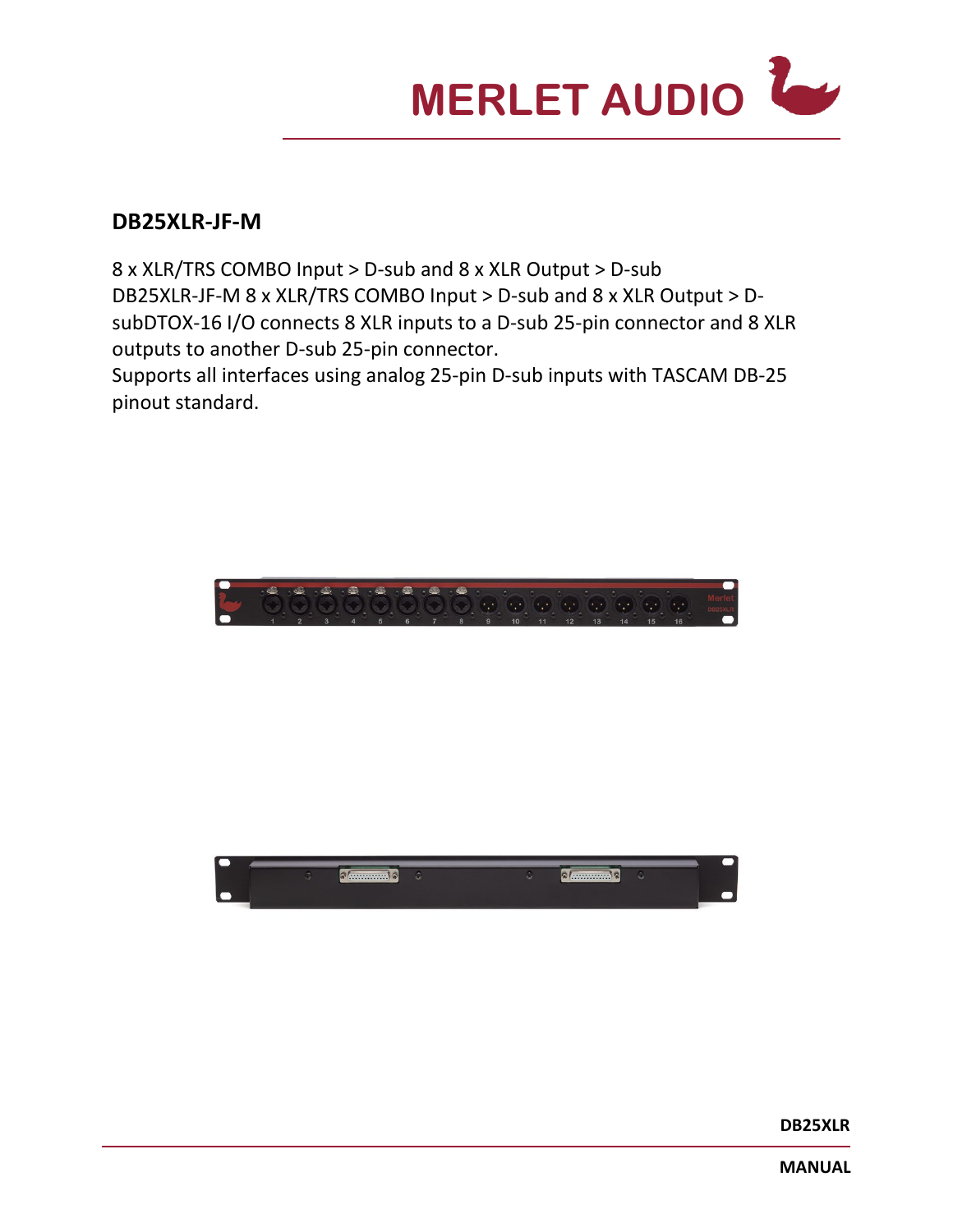## DB25XLR-JF-M

8 x XLR/TRS COMBO Input > D-sub and 8 x XLR Output > D-sub
DB25XLR-JF-M 8 x XLR/TRS COMBO Input > D-sub and 8 x XLR Output > D-subDTOX-16 I/O connects 8 XLR inputs to a D-sub 25-pin connector and 8 XLR outputs to another D-sub 25-pin connector.
Supports all interfaces using analog 25-pin D-sub inputs with TASCAM DB-25 pinout standard.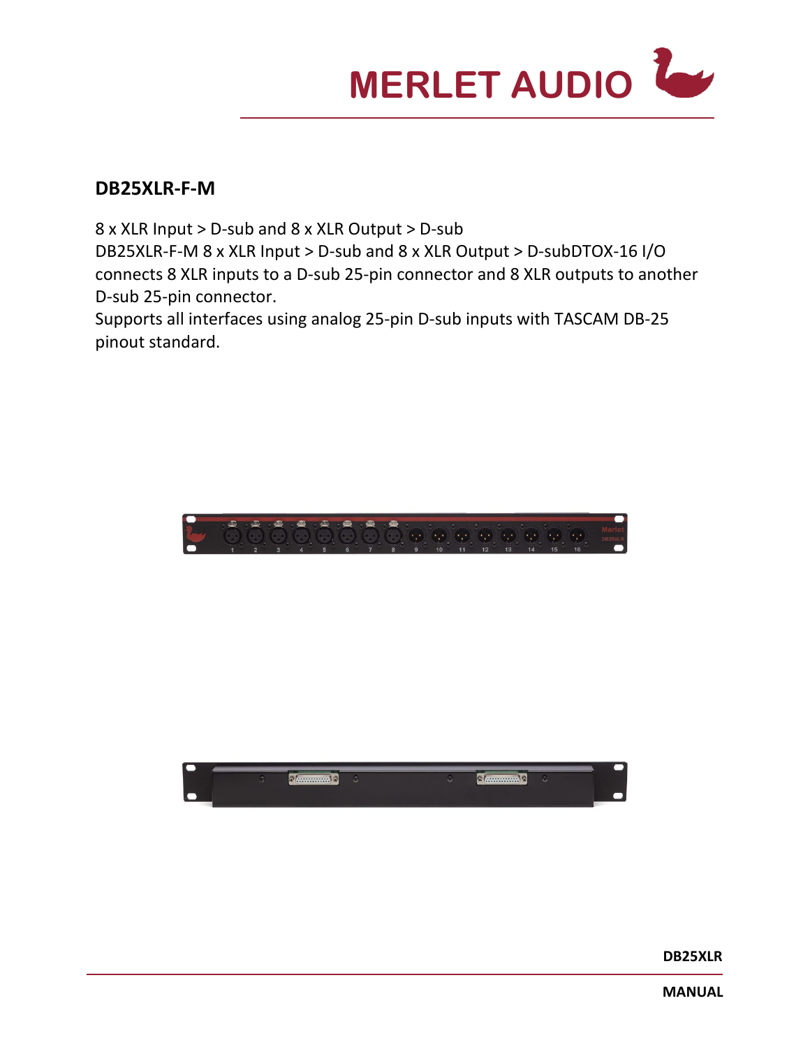# DB25XLR-F-M

8 x XLR Input > D-sub and 8 x XLR Output > D-sub
DB25XLR-F-M 8 x XLR Input > D-sub and 8 x XLR Output > D-subDTOX-16 I/O connects 8 XLR inputs to a D-sub 25-pin connector and 8 XLR outputs to another D-sub 25-pin connector.
Supports all interfaces using analog 25-pin D-sub inputs with TASCAM DB-25 pinout standard.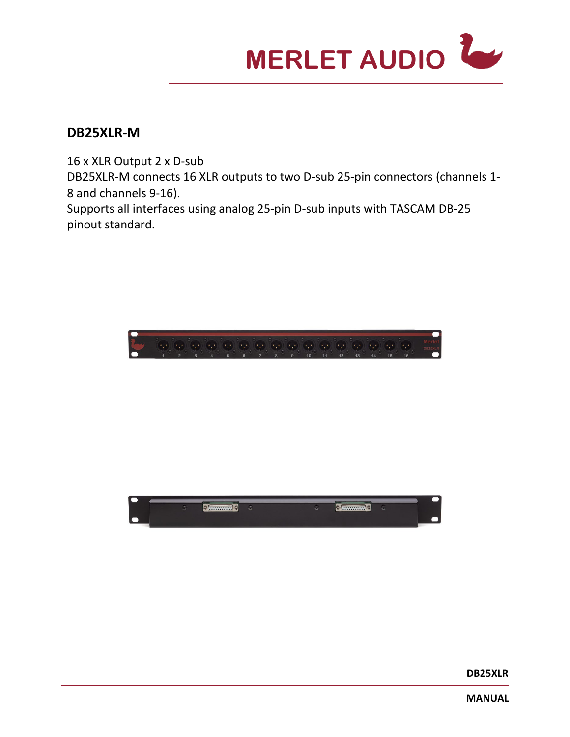## DB25XLR-M

16 x XLR Output 2 x D-sub
DB25XLR-M connects 16 XLR outputs to two D-sub 25-pin connectors (channels 1-8 and channels 9-16).
Supports all interfaces using analog 25-pin D-sub inputs with TASCAM DB-25 pinout standard.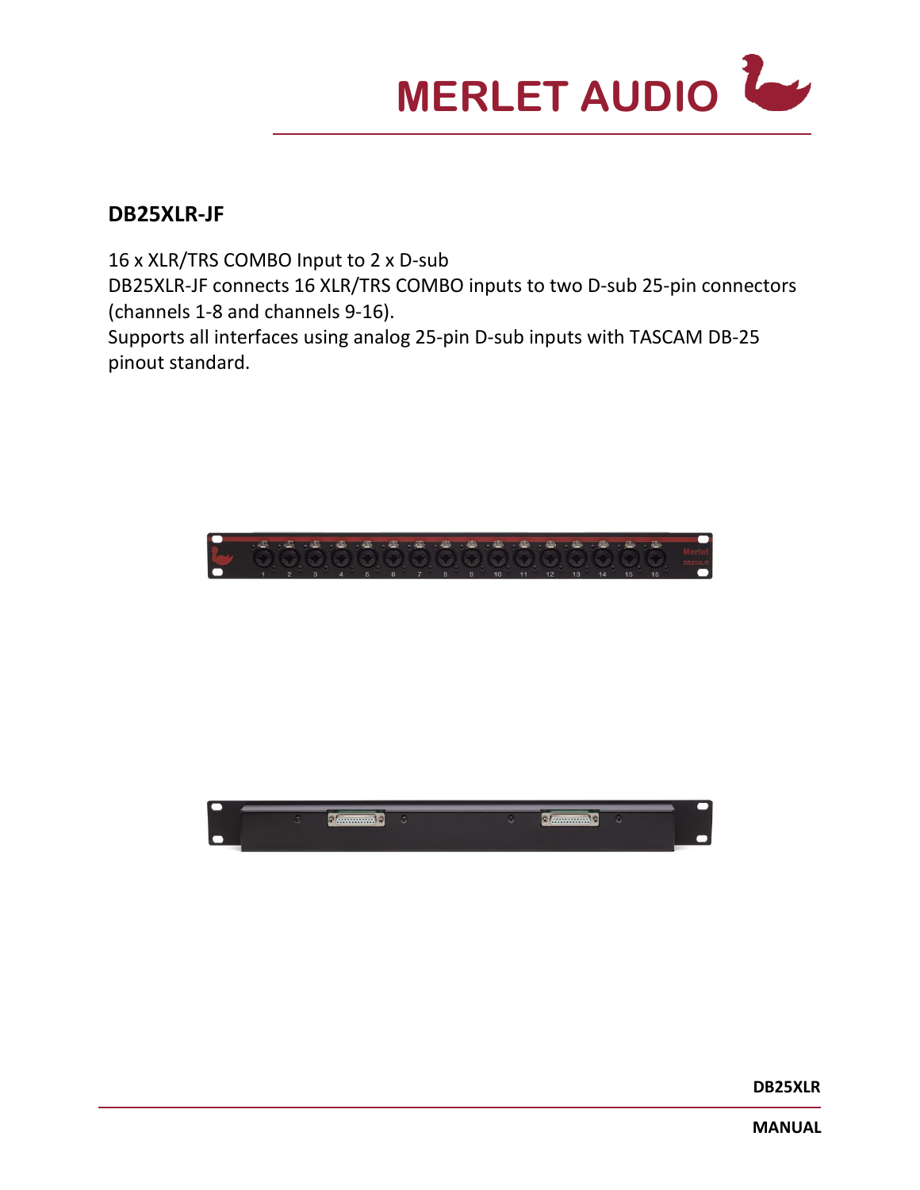## DB25XLR-JF

16 x XLR/TRS COMBO Input to 2 x D-sub
DB25XLR-JF connects 16 XLR/TRS COMBO inputs to two D-sub 25-pin connectors (channels 1-8 and channels 9-16).
Supports all interfaces using analog 25-pin D-sub inputs with TASCAM DB-25 pinout standard.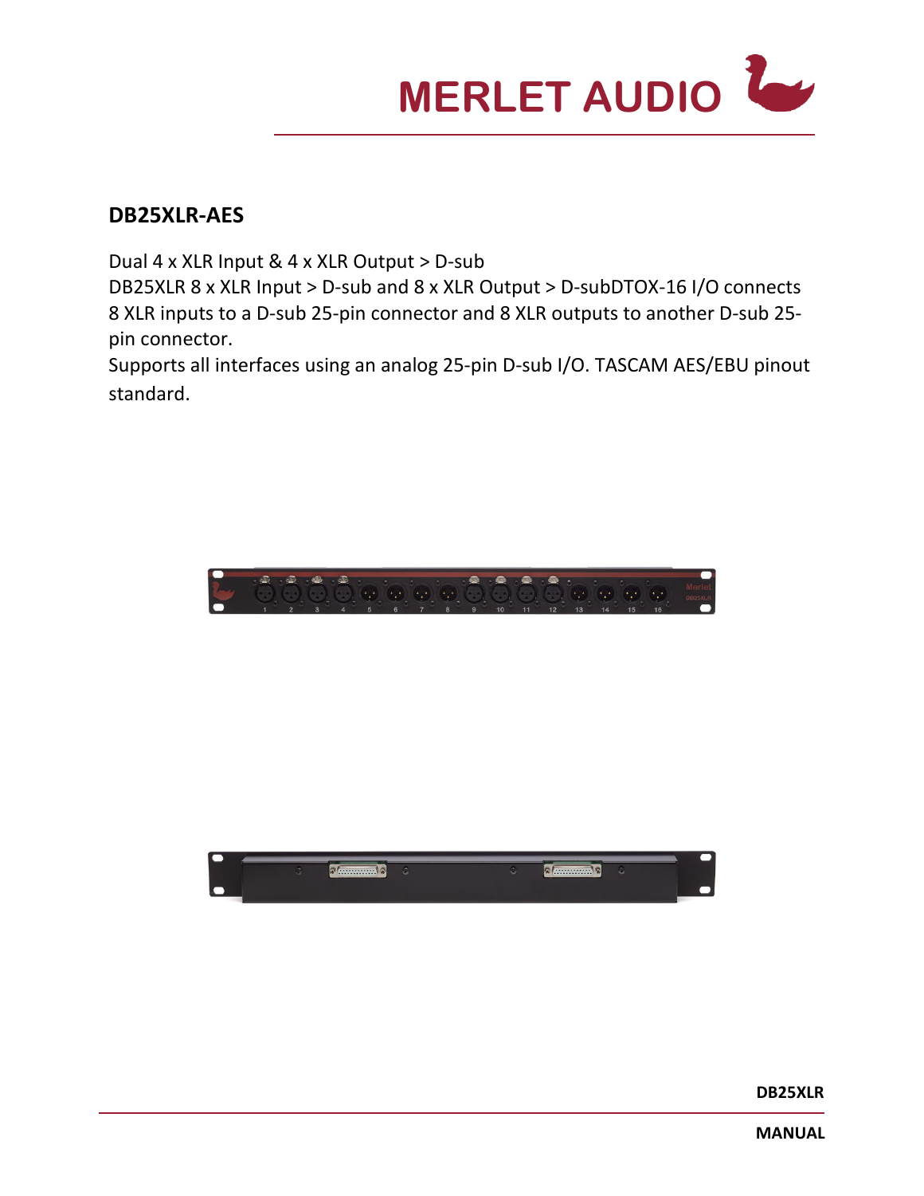## DB25XLR-AES

Dual 4 x XLR Input & 4 x XLR Output > D-sub
DB25XLR 8 x XLR Input > D-sub and 8 x XLR Output > D-subDTOX-16 I/O connects 8 XLR inputs to a D-sub 25-pin connector and 8 XLR outputs to another D-sub 25-pin connector.
Supports all interfaces using an analog 25-pin D-sub I/O. TASCAM AES/EBU pinout standard.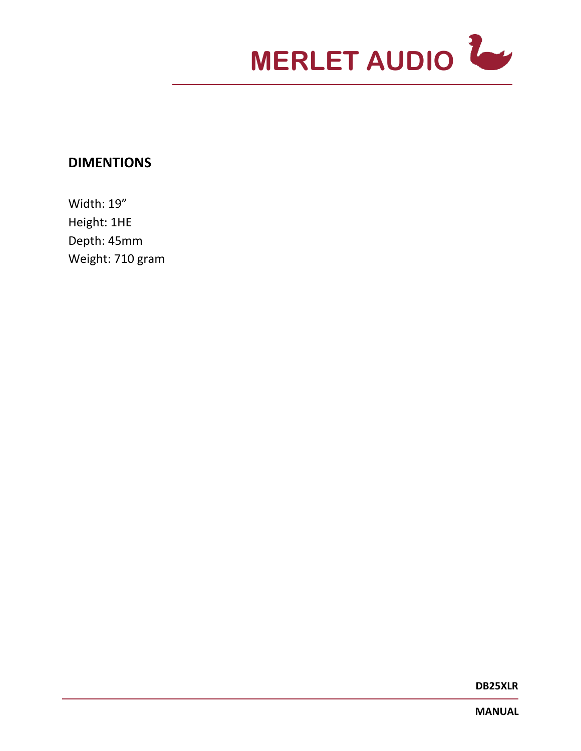## DIMENTIONS

Width: 19”
Height: 1HE
Depth: 45mm
Weight: 710 gram